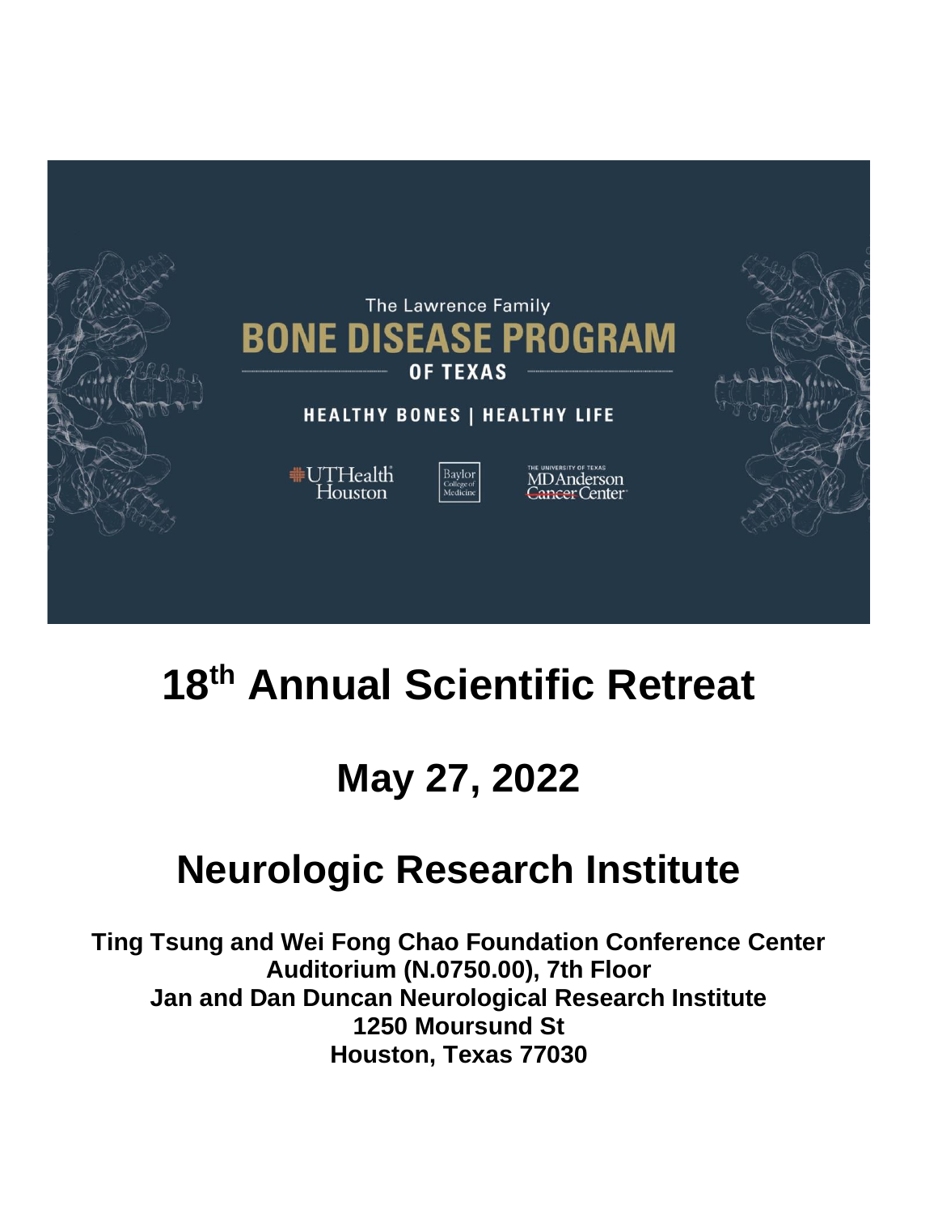The Lawrence Family

**BONE DISEASE PROGRAM**

**OF TEXAS**

**HEALTHY BONES | HEALTHY LIFE**

UTHealth Houston | Baylor College of Medicine | The University of Texas MD Anderson Cancer Center

# 18th Annual Scientific Retreat

# May 27, 2022

# Neurologic Research Institute

**Ting Tsung and Wei Fong Chao Foundation Conference Center**
**Auditorium (N.0750.00), 7th Floor**
**Jan and Dan Duncan Neurological Research Institute**
**1250 Moursund St**
**Houston, Texas 77030**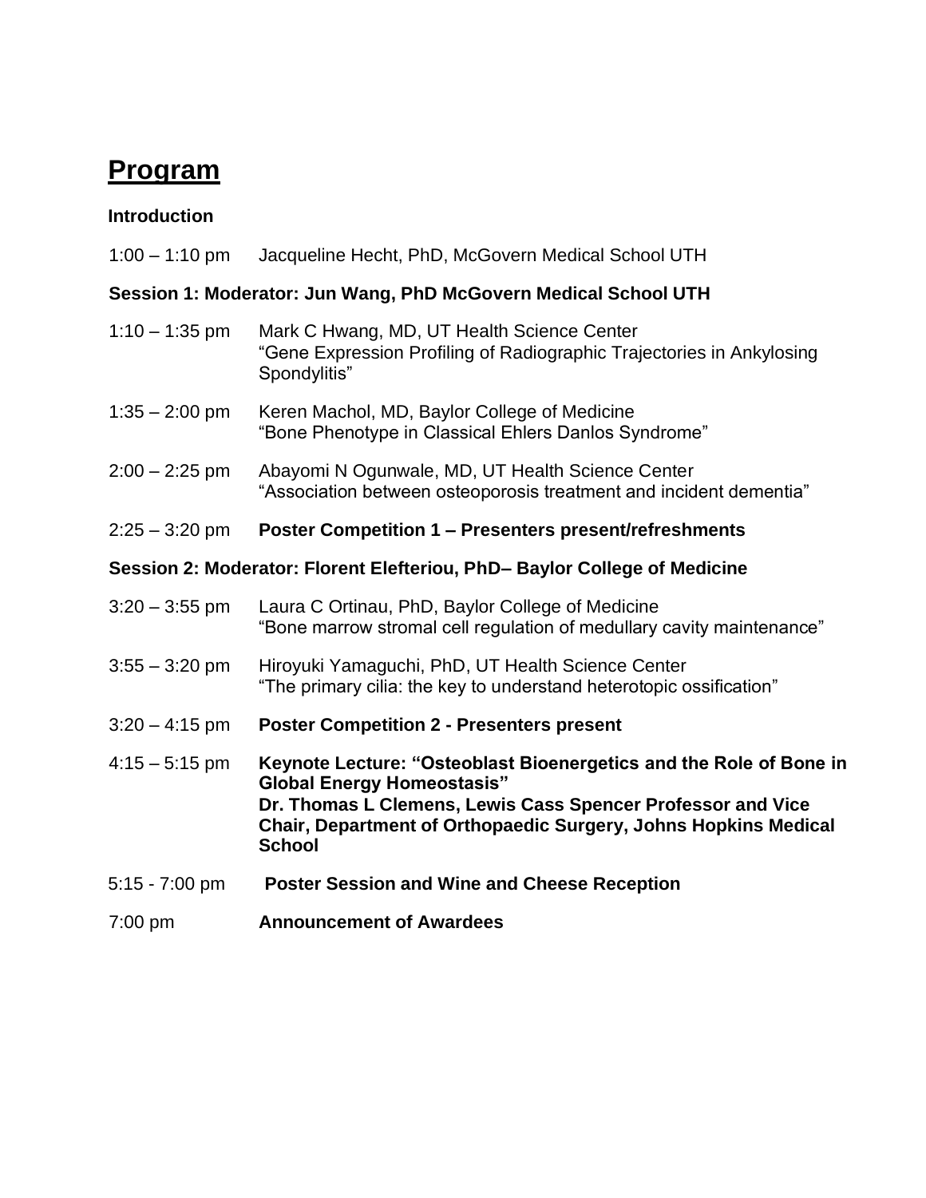# Program

**Introduction**

1:00 – 1:10 pm Jacqueline Hecht, PhD, McGovern Medical School UTH

**Session 1: Moderator: Jun Wang, PhD McGovern Medical School UTH**

1:10 – 1:35 pm Mark C Hwang, MD, UT Health Science Center
"Gene Expression Profiling of Radiographic Trajectories in Ankylosing Spondylitis"

1:35 – 2:00 pm Keren Machol, MD, Baylor College of Medicine
"Bone Phenotype in Classical Ehlers Danlos Syndrome"

2:00 – 2:25 pm Abayomi N Ogunwale, MD, UT Health Science Center
"Association between osteoporosis treatment and incident dementia"

2:25 – 3:20 pm **Poster Competition 1 – Presenters present/refreshments**

**Session 2: Moderator: Florent Elefteriou, PhD– Baylor College of Medicine**

3:20 – 3:55 pm Laura C Ortinau, PhD, Baylor College of Medicine
"Bone marrow stromal cell regulation of medullary cavity maintenance"

3:55 – 3:20 pm Hiroyuki Yamaguchi, PhD, UT Health Science Center
"The primary cilia: the key to understand heterotopic ossification"

3:20 – 4:15 pm **Poster Competition 2 - Presenters present**

4:15 – 5:15 pm **Keynote Lecture: "Osteoblast Bioenergetics and the Role of Bone in Global Energy Homeostasis"**
**Dr. Thomas L Clemens, Lewis Cass Spencer Professor and Vice Chair, Department of Orthopaedic Surgery, Johns Hopkins Medical School**

5:15 - 7:00 pm **Poster Session and Wine and Cheese Reception**

7:00 pm **Announcement of Awardees**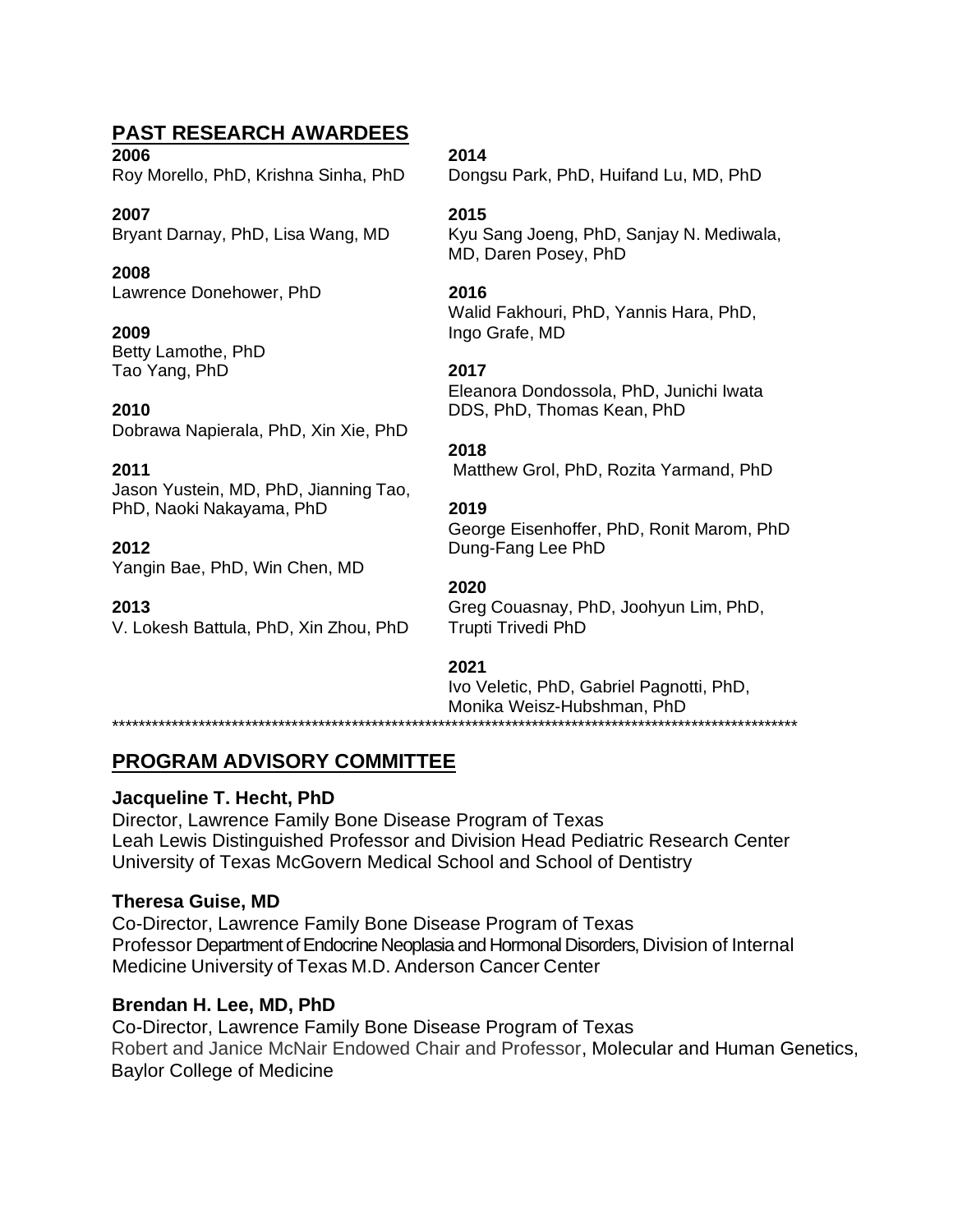## PAST RESEARCH AWARDEES

**2006**
Roy Morello, PhD, Krishna Sinha, PhD

**2007**
Bryant Darnay, PhD, Lisa Wang, MD

**2008**
Lawrence Donehower, PhD

**2009**
Betty Lamothe, PhD
Tao Yang, PhD

**2010**
Dobrawa Napierala, PhD, Xin Xie, PhD

**2011**
Jason Yustein, MD, PhD, Jianning Tao, PhD, Naoki Nakayama, PhD

**2012**
Yangin Bae, PhD, Win Chen, MD

**2013**
V. Lokesh Battula, PhD, Xin Zhou, PhD

**2014**
Dongsu Park, PhD, Huifand Lu, MD, PhD

**2015**
Kyu Sang Joeng, PhD, Sanjay N. Mediwala, MD, Daren Posey, PhD

**2016**
Walid Fakhouri, PhD, Yannis Hara, PhD, Ingo Grafe, MD

**2017**
Eleanora Dondossola, PhD, Junichi Iwata DDS, PhD, Thomas Kean, PhD

**2018**
Matthew Grol, PhD, Rozita Yarmand, PhD

**2019**
George Eisenhoffer, PhD, Ronit Marom, PhD
Dung-Fang Lee PhD

**2020**
Greg Couasnay, PhD, Joohyun Lim, PhD, Trupti Trivedi PhD

**2021**
Ivo Veletic, PhD, Gabriel Pagnotti, PhD, Monika Weisz-Hubshman, PhD

\*\*\*\*\*\*\*\*\*\*\*\*\*\*\*\*\*\*\*\*\*\*\*\*\*\*\*\*\*\*\*\*\*\*\*\*\*\*\*\*\*\*\*\*\*\*\*\*\*\*\*\*\*\*\*\*\*\*\*\*\*\*\*\*\*\*\*\*\*\*\*\*\*\*\*\*\*\*\*\*\*\*\*\*\*\*\*\*\*\*\*\*\*\*\*\*\*\*\*\*\*\*\*\*\*\*\*\*

## PROGRAM ADVISORY COMMITTEE

**Jacqueline T. Hecht, PhD**
Director, Lawrence Family Bone Disease Program of Texas
Leah Lewis Distinguished Professor and Division Head Pediatric Research Center
University of Texas McGovern Medical School and School of Dentistry

**Theresa Guise, MD**
Co-Director, Lawrence Family Bone Disease Program of Texas
Professor Department of Endocrine Neoplasia and Hormonal Disorders, Division of Internal Medicine University of Texas M.D. Anderson Cancer Center

**Brendan H. Lee, MD, PhD**
Co-Director, Lawrence Family Bone Disease Program of Texas
Robert and Janice McNair Endowed Chair and Professor, Molecular and Human Genetics, Baylor College of Medicine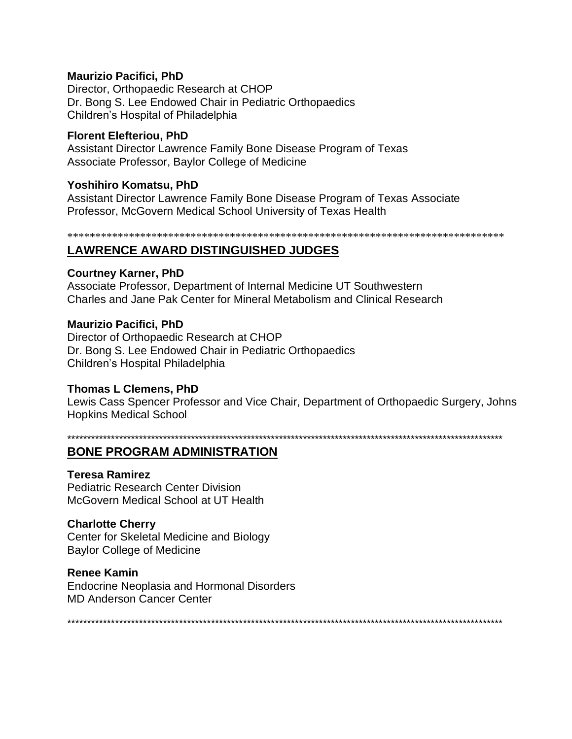**Maurizio Pacifici, PhD**
Director, Orthopaedic Research at CHOP
Dr. Bong S. Lee Endowed Chair in Pediatric Orthopaedics
Children's Hospital of Philadelphia

**Florent Elefteriou, PhD**
Assistant Director Lawrence Family Bone Disease Program of Texas
Associate Professor, Baylor College of Medicine

**Yoshihiro Komatsu, PhD**
Assistant Director Lawrence Family Bone Disease Program of Texas Associate Professor, McGovern Medical School University of Texas Health

**************************************************************************

## LAWRENCE AWARD DISTINGUISHED JUDGES

**Courtney Karner, PhD**
Associate Professor, Department of Internal Medicine UT Southwestern
Charles and Jane Pak Center for Mineral Metabolism and Clinical Research

**Maurizio Pacifici, PhD**
Director of Orthopaedic Research at CHOP
Dr. Bong S. Lee Endowed Chair in Pediatric Orthopaedics
Children's Hospital Philadelphia

**Thomas L Clemens, PhD**
Lewis Cass Spencer Professor and Vice Chair, Department of Orthopaedic Surgery, Johns Hopkins Medical School

**************************************************************************

## BONE PROGRAM ADMINISTRATION

**Teresa Ramirez**
Pediatric Research Center Division
McGovern Medical School at UT Health

**Charlotte Cherry**
Center for Skeletal Medicine and Biology
Baylor College of Medicine

**Renee Kamin**
Endocrine Neoplasia and Hormonal Disorders
MD Anderson Cancer Center

**************************************************************************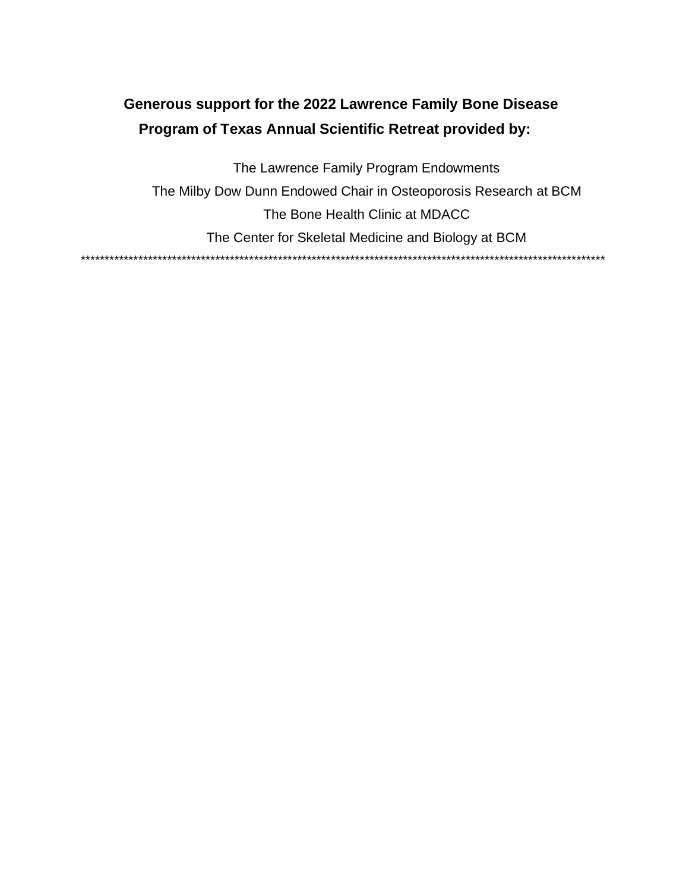**Generous support for the 2022 Lawrence Family Bone Disease Program of Texas Annual Scientific Retreat provided by:**

The Lawrence Family Program Endowments

The Milby Dow Dunn Endowed Chair in Osteoporosis Research at BCM

The Bone Health Clinic at MDACC

The Center for Skeletal Medicine and Biology at BCM

****************************************************************************************************************